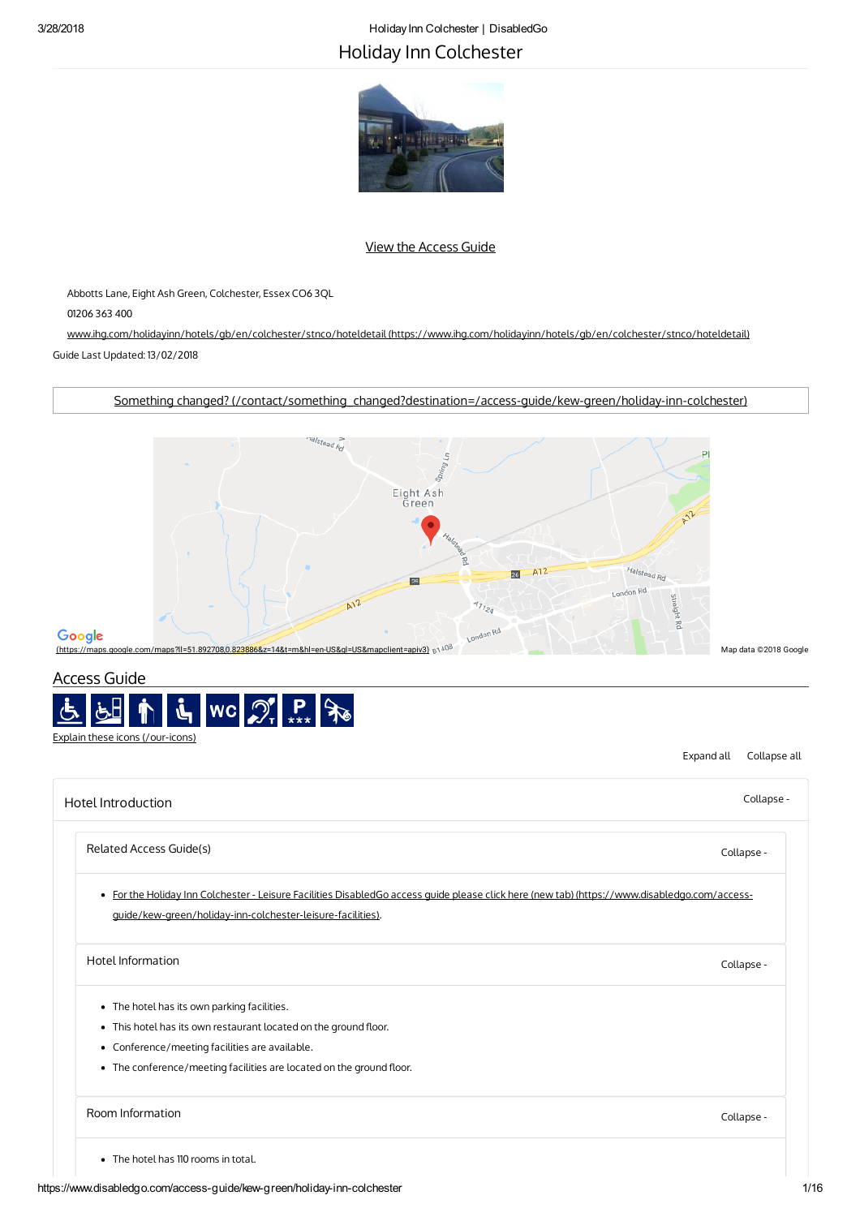# Holiday Inn Colchester

View the Access Guide

Abbotts Lane, Eight Ash Green, Colchester, Essex CO6 3QL

01206 363 400

www.ihg.com/holidayinn/hotels/gb/en/colchester/stnco/hoteldetail (https://www.ihg.com/holidayinn/hotels/gb/en/colchester/stnco/hoteldetail)

Guide Last Updated: 13/02/2018

Something changed? (/contact/something_changed?destination=/access-guide/kew-green/holiday-inn-colchester)

(https://maps.google.com/maps?ll=51.892708,0.823886&z=14&t=m&hl=en-US&gl=US&mapclient=apiv3)

Map data ©2018 Google

## Access Guide

Explain these icons (/our-icons)

Expand all Collapse all

### Hotel Introduction

Collapse -

#### Related Access Guide(s)

Collapse -

- For the Holiday Inn Colchester - Leisure Facilities DisabledGo access guide please click here (new tab) (https://www.disabledgo.com/access-guide/kew-green/holiday-inn-colchester-leisure-facilities).

#### Hotel Information

Collapse -

- The hotel has its own parking facilities.
- This hotel has its own restaurant located on the ground floor.
- Conference/meeting facilities are available.
- The conference/meeting facilities are located on the ground floor.

#### Room Information

Collapse -

- The hotel has 110 rooms in total.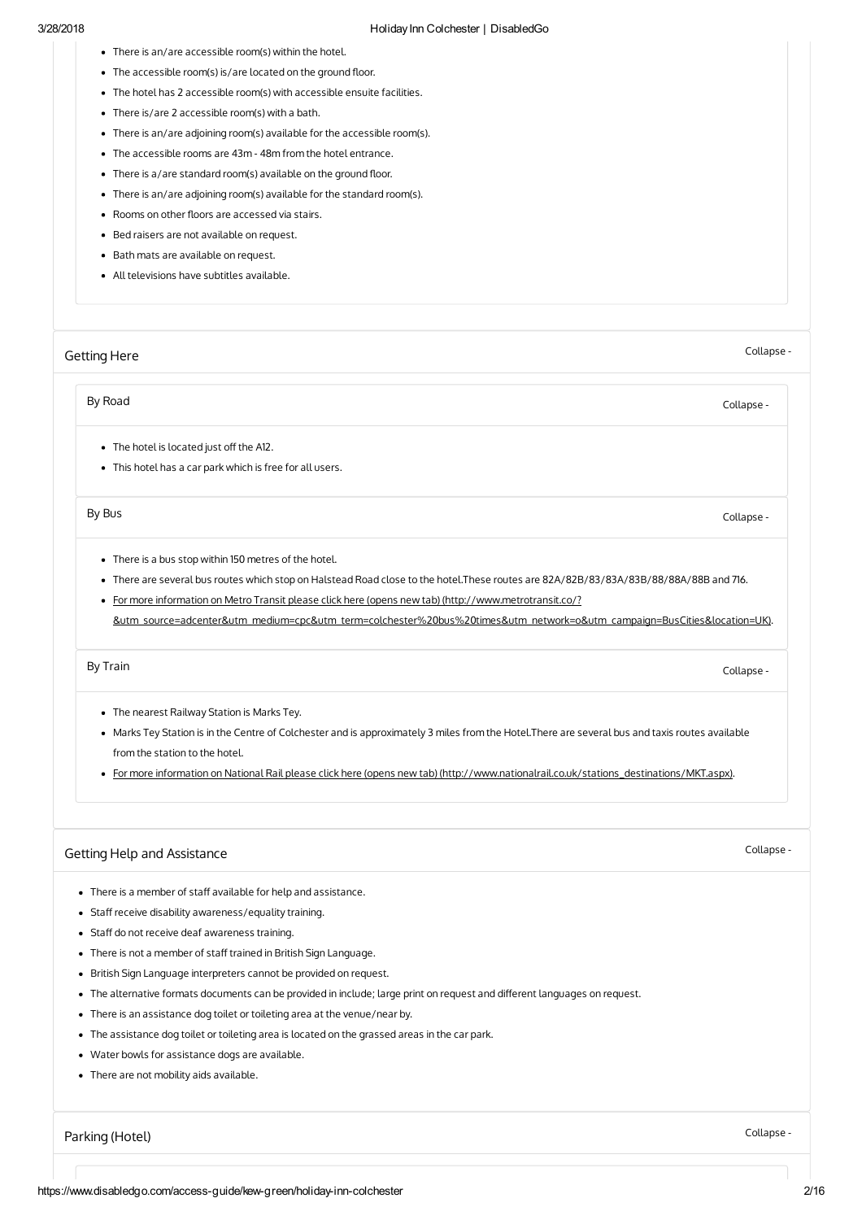- There is an/are accessible room(s) within the hotel.
- The accessible room(s) is/are located on the ground floor.
- The hotel has 2 accessible room(s) with accessible ensuite facilities.
- There is/are 2 accessible room(s) with a bath.
- There is an/are adjoining room(s) available for the accessible room(s).
- The accessible rooms are 43m - 48m from the hotel entrance.
- There is a/are standard room(s) available on the ground floor.
- There is an/are adjoining room(s) available for the standard room(s).
- Rooms on other floors are accessed via stairs.
- Bed raisers are not available on request.
- Bath mats are available on request.
- All televisions have subtitles available.

## Getting Here

### By Road

- The hotel is located just off the A12.
- This hotel has a car park which is free for all users.

### By Bus

- There is a bus stop within 150 metres of the hotel.
- There are several bus routes which stop on Halstead Road close to the hotel.These routes are 82A/82B/83/83A/83B/88/88A/88B and 716.
- For more information on Metro Transit please click here (opens new tab) (http://www.metrotransit.co/?&utm_source=adcenter&utm_medium=cpc&utm_term=colchester%20bus%20times&utm_network=o&utm_campaign=BusCities&location=UK).

### By Train

- The nearest Railway Station is Marks Tey.
- Marks Tey Station is in the Centre of Colchester and is approximately 3 miles from the Hotel.There are several bus and taxis routes available from the station to the hotel.
- For more information on National Rail please click here (opens new tab) (http://www.nationalrail.co.uk/stations_destinations/MKT.aspx).

## Getting Help and Assistance

- There is a member of staff available for help and assistance.
- Staff receive disability awareness/equality training.
- Staff do not receive deaf awareness training.
- There is not a member of staff trained in British Sign Language.
- British Sign Language interpreters cannot be provided on request.
- The alternative formats documents can be provided in include; large print on request and different languages on request.
- There is an assistance dog toilet or toileting area at the venue/near by.
- The assistance dog toilet or toileting area is located on the grassed areas in the car park.
- Water bowls for assistance dogs are available.
- There are not mobility aids available.

## Parking (Hotel)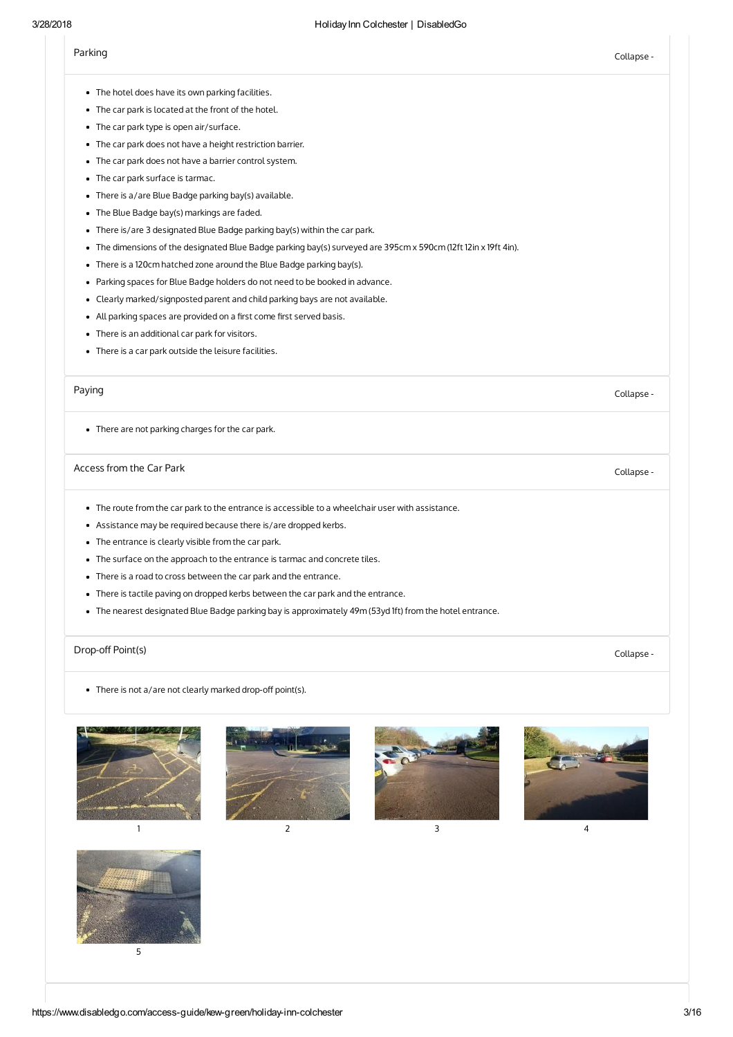## Parking

Collapse -

- The hotel does have its own parking facilities.
- The car park is located at the front of the hotel.
- The car park type is open air/surface.
- The car park does not have a height restriction barrier.
- The car park does not have a barrier control system.
- The car park surface is tarmac.
- There is a/are Blue Badge parking bay(s) available.
- The Blue Badge bay(s) markings are faded.
- There is/are 3 designated Blue Badge parking bay(s) within the car park.
- The dimensions of the designated Blue Badge parking bay(s) surveyed are 395cm x 590cm (12ft 12in x 19ft 4in).
- There is a 120cm hatched zone around the Blue Badge parking bay(s).
- Parking spaces for Blue Badge holders do not need to be booked in advance.
- Clearly marked/signposted parent and child parking bays are not available.
- All parking spaces are provided on a first come first served basis.
- There is an additional car park for visitors.
- There is a car park outside the leisure facilities.

## Paying

Collapse -

- There are not parking charges for the car park.

## Access from the Car Park

Collapse -

- The route from the car park to the entrance is accessible to a wheelchair user with assistance.
- Assistance may be required because there is/are dropped kerbs.
- The entrance is clearly visible from the car park.
- The surface on the approach to the entrance is tarmac and concrete tiles.
- There is a road to cross between the car park and the entrance.
- There is tactile paving on dropped kerbs between the car park and the entrance.
- The nearest designated Blue Badge parking bay is approximately 49m (53yd 1ft) from the hotel entrance.

## Drop-off Point(s)

Collapse -

- There is not a/are not clearly marked drop-off point(s).

1

2

3

4

5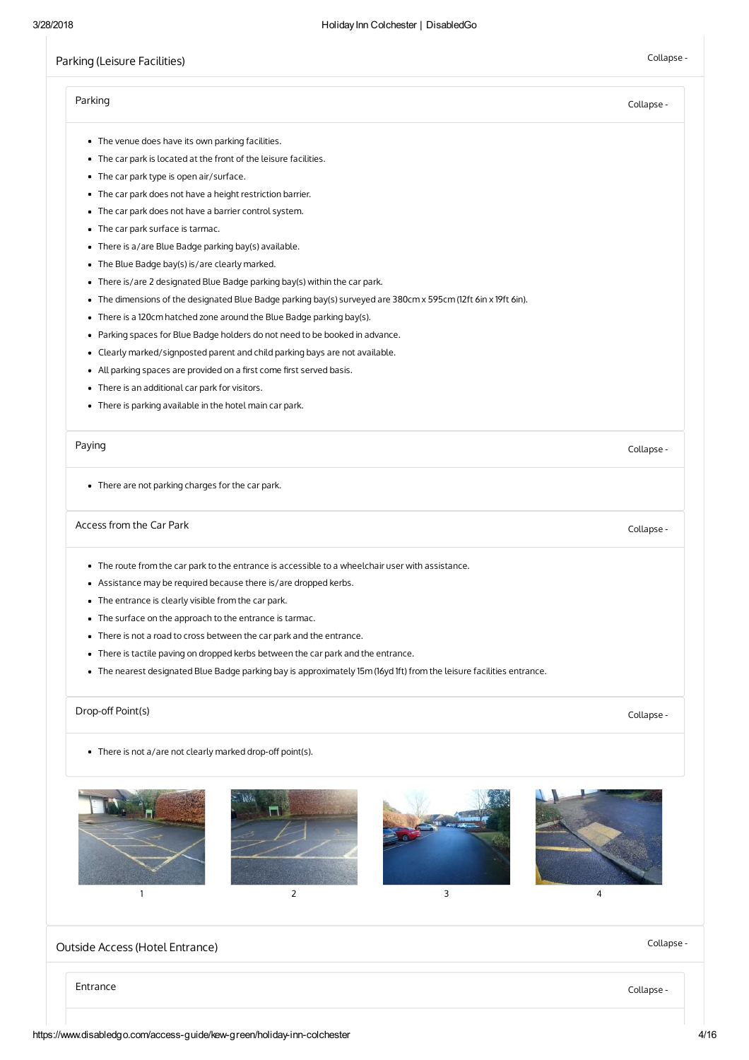## Parking (Leisure Facilities)

### Parking

- The venue does have its own parking facilities.
- The car park is located at the front of the leisure facilities.
- The car park type is open air/surface.
- The car park does not have a height restriction barrier.
- The car park does not have a barrier control system.
- The car park surface is tarmac.
- There is a/are Blue Badge parking bay(s) available.
- The Blue Badge bay(s) is/are clearly marked.
- There is/are 2 designated Blue Badge parking bay(s) within the car park.
- The dimensions of the designated Blue Badge parking bay(s) surveyed are 380cm x 595cm (12ft 6in x 19ft 6in).
- There is a 120cm hatched zone around the Blue Badge parking bay(s).
- Parking spaces for Blue Badge holders do not need to be booked in advance.
- Clearly marked/signposted parent and child parking bays are not available.
- All parking spaces are provided on a first come first served basis.
- There is an additional car park for visitors.
- There is parking available in the hotel main car park.

### Paying

- There are not parking charges for the car park.

### Access from the Car Park

- The route from the car park to the entrance is accessible to a wheelchair user with assistance.
- Assistance may be required because there is/are dropped kerbs.
- The entrance is clearly visible from the car park.
- The surface on the approach to the entrance is tarmac.
- There is not a road to cross between the car park and the entrance.
- There is tactile paving on dropped kerbs between the car park and the entrance.
- The nearest designated Blue Badge parking bay is approximately 15m (16yd 1ft) from the leisure facilities entrance.

### Drop-off Point(s)

- There is not a/are not clearly marked drop-off point(s).

1 2 3 4

## Outside Access (Hotel Entrance)

### Entrance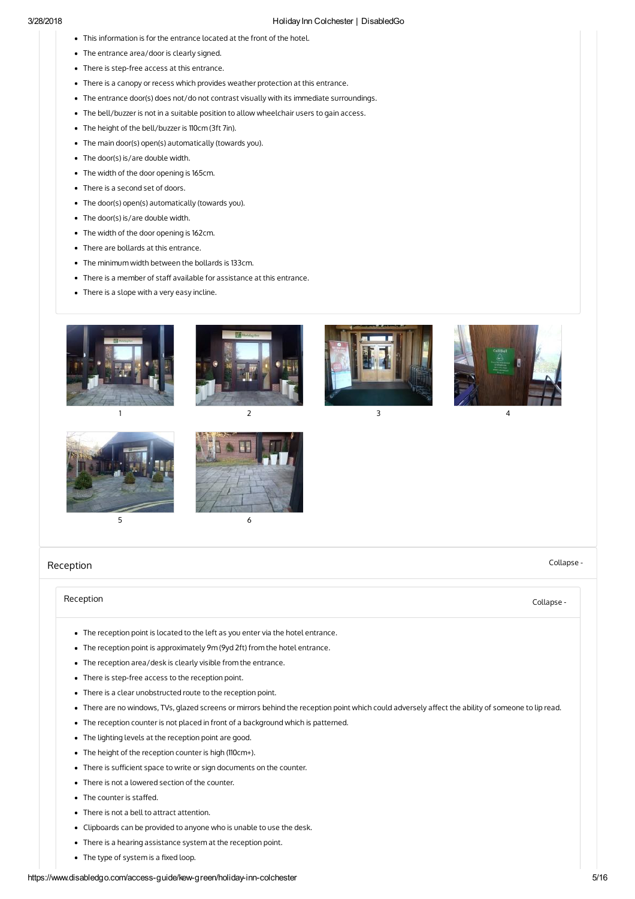- This information is for the entrance located at the front of the hotel.
- The entrance area/door is clearly signed.
- There is step-free access at this entrance.
- There is a canopy or recess which provides weather protection at this entrance.
- The entrance door(s) does not/do not contrast visually with its immediate surroundings.
- The bell/buzzer is not in a suitable position to allow wheelchair users to gain access.
- The height of the bell/buzzer is 110cm (3ft 7in).
- The main door(s) open(s) automatically (towards you).
- The door(s) is/are double width.
- The width of the door opening is 165cm.
- There is a second set of doors.
- The door(s) open(s) automatically (towards you).
- The door(s) is/are double width.
- The width of the door opening is 162cm.
- There are bollards at this entrance.
- The minimum width between the bollards is 133cm.
- There is a member of staff available for assistance at this entrance.
- There is a slope with a very easy incline.

1

2

3

4

5

6

## Reception

Collapse -

### Reception

Collapse -

- The reception point is located to the left as you enter via the hotel entrance.
- The reception point is approximately 9m (9yd 2ft) from the hotel entrance.
- The reception area/desk is clearly visible from the entrance.
- There is step-free access to the reception point.
- There is a clear unobstructed route to the reception point.
- There are no windows, TVs, glazed screens or mirrors behind the reception point which could adversely affect the ability of someone to lip read.
- The reception counter is not placed in front of a background which is patterned.
- The lighting levels at the reception point are good.
- The height of the reception counter is high (110cm+).
- There is sufficient space to write or sign documents on the counter.
- There is not a lowered section of the counter.
- The counter is staffed.
- There is not a bell to attract attention.
- Clipboards can be provided to anyone who is unable to use the desk.
- There is a hearing assistance system at the reception point.
- The type of system is a fixed loop.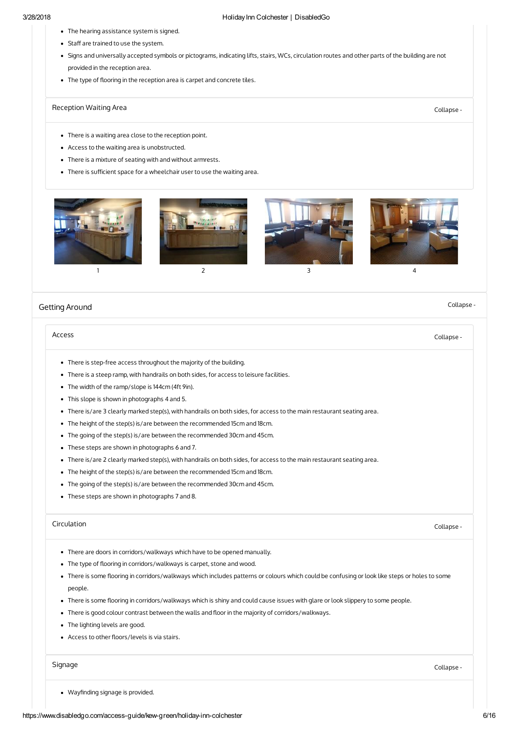- The hearing assistance system is signed.
- Staff are trained to use the system.
- Signs and universally accepted symbols or pictograms, indicating lifts, stairs, WCs, circulation routes and other parts of the building are not provided in the reception area.
- The type of flooring in the reception area is carpet and concrete tiles.

### Reception Waiting Area

Collapse -

- There is a waiting area close to the reception point.
- Access to the waiting area is unobstructed.
- There is a mixture of seating with and without armrests.
- There is sufficient space for a wheelchair user to use the waiting area.

1 2 3 4

## Getting Around

Collapse -

### Access

Collapse -

- There is step-free access throughout the majority of the building.
- There is a steep ramp, with handrails on both sides, for access to leisure facilities.
- The width of the ramp/slope is 144cm (4ft 9in).
- This slope is shown in photographs 4 and 5.
- There is/are 3 clearly marked step(s), with handrails on both sides, for access to the main restaurant seating area.
- The height of the step(s) is/are between the recommended 15cm and 18cm.
- The going of the step(s) is/are between the recommended 30cm and 45cm.
- These steps are shown in photographs 6 and 7.
- There is/are 2 clearly marked step(s), with handrails on both sides, for access to the main restaurant seating area.
- The height of the step(s) is/are between the recommended 15cm and 18cm.
- The going of the step(s) is/are between the recommended 30cm and 45cm.
- These steps are shown in photographs 7 and 8.

### Circulation

Collapse -

- There are doors in corridors/walkways which have to be opened manually.
- The type of flooring in corridors/walkways is carpet, stone and wood.
- There is some flooring in corridors/walkways which includes patterns or colours which could be confusing or look like steps or holes to some people.
- There is some flooring in corridors/walkways which is shiny and could cause issues with glare or look slippery to some people.
- There is good colour contrast between the walls and floor in the majority of corridors/walkways.
- The lighting levels are good.
- Access to other floors/levels is via stairs.

### Signage

Collapse -

- Wayfinding signage is provided.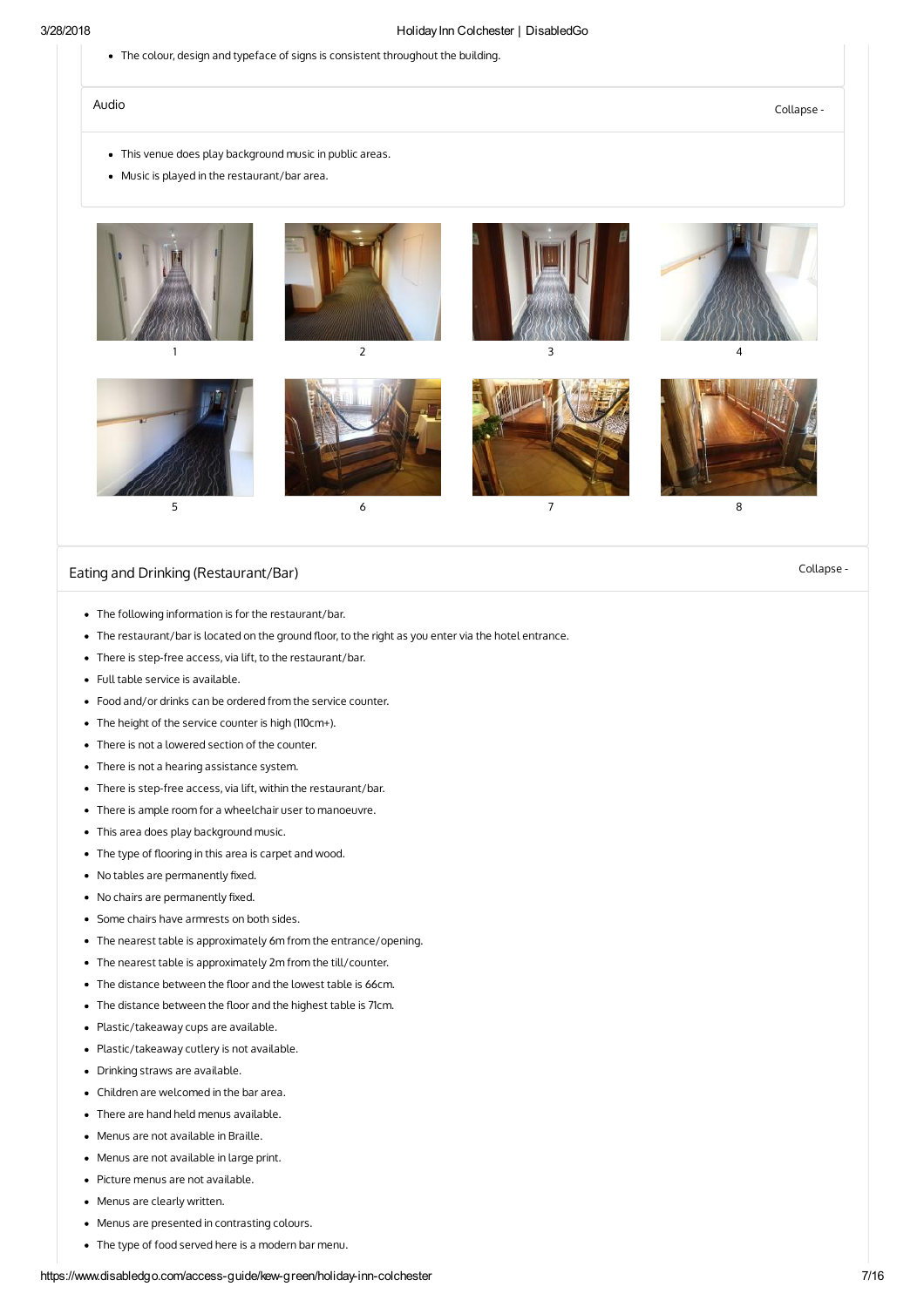- The colour, design and typeface of signs is consistent throughout the building.

### Audio

- This venue does play background music in public areas.
- Music is played in the restaurant/bar area.

1 2 3 4

5 6 7 8

## Eating and Drinking (Restaurant/Bar)

- The following information is for the restaurant/bar.
- The restaurant/bar is located on the ground floor, to the right as you enter via the hotel entrance.
- There is step-free access, via lift, to the restaurant/bar.
- Full table service is available.
- Food and/or drinks can be ordered from the service counter.
- The height of the service counter is high (110cm+).
- There is not a lowered section of the counter.
- There is not a hearing assistance system.
- There is step-free access, via lift, within the restaurant/bar.
- There is ample room for a wheelchair user to manoeuvre.
- This area does play background music.
- The type of flooring in this area is carpet and wood.
- No tables are permanently fixed.
- No chairs are permanently fixed.
- Some chairs have armrests on both sides.
- The nearest table is approximately 6m from the entrance/opening.
- The nearest table is approximately 2m from the till/counter.
- The distance between the floor and the lowest table is 66cm.
- The distance between the floor and the highest table is 71cm.
- Plastic/takeaway cups are available.
- Plastic/takeaway cutlery is not available.
- Drinking straws are available.
- Children are welcomed in the bar area.
- There are hand held menus available.
- Menus are not available in Braille.
- Menus are not available in large print.
- Picture menus are not available.
- Menus are clearly written.
- Menus are presented in contrasting colours.
- The type of food served here is a modern bar menu.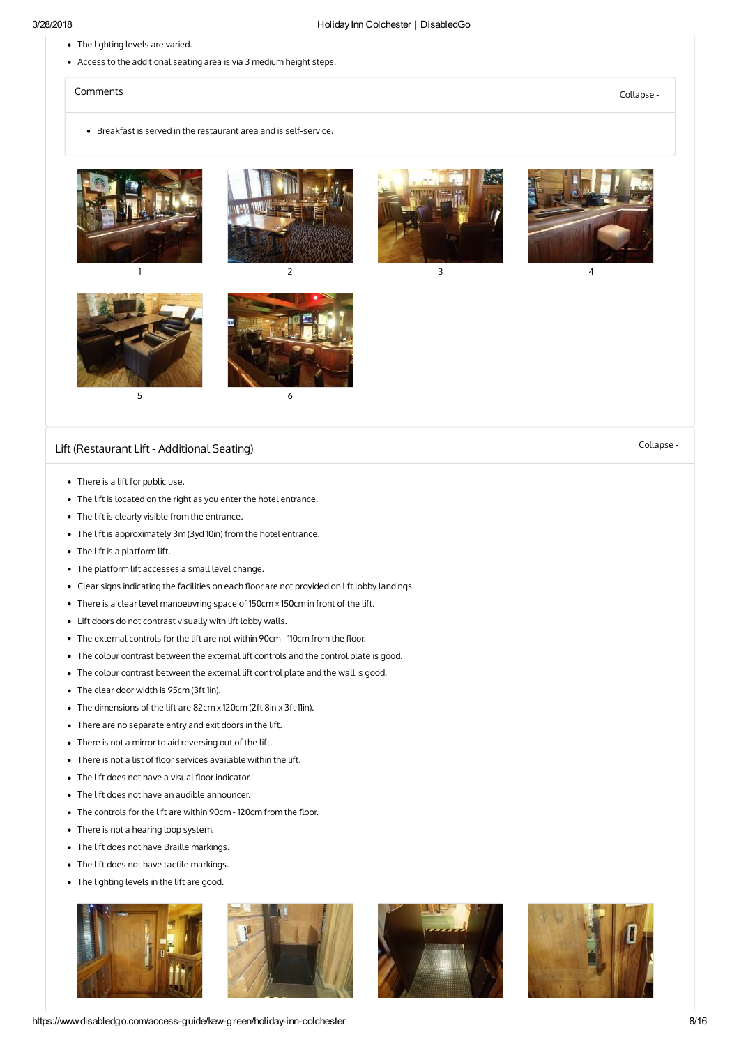- The lighting levels are varied.
- Access to the additional seating area is via 3 medium height steps.

Comments

Collapse -

- Breakfast is served in the restaurant area and is self-service.

1

2

3

4

5

6

## Lift (Restaurant Lift - Additional Seating)

Collapse -

- There is a lift for public use.
- The lift is located on the right as you enter the hotel entrance.
- The lift is clearly visible from the entrance.
- The lift is approximately 3m (3yd 10in) from the hotel entrance.
- The lift is a platform lift.
- The platform lift accesses a small level change.
- Clear signs indicating the facilities on each floor are not provided on lift lobby landings.
- There is a clear level manoeuvring space of 150cm x 150cm in front of the lift.
- Lift doors do not contrast visually with lift lobby walls.
- The external controls for the lift are not within 90cm - 110cm from the floor.
- The colour contrast between the external lift controls and the control plate is good.
- The colour contrast between the external lift control plate and the wall is good.
- The clear door width is 95cm (3ft 1in).
- The dimensions of the lift are 82cm x 120cm (2ft 8in x 3ft 11in).
- There are no separate entry and exit doors in the lift.
- There is not a mirror to aid reversing out of the lift.
- There is not a list of floor services available within the lift.
- The lift does not have a visual floor indicator.
- The lift does not have an audible announcer.
- The controls for the lift are within 90cm - 120cm from the floor.
- There is not a hearing loop system.
- The lift does not have Braille markings.
- The lift does not have tactile markings.
- The lighting levels in the lift are good.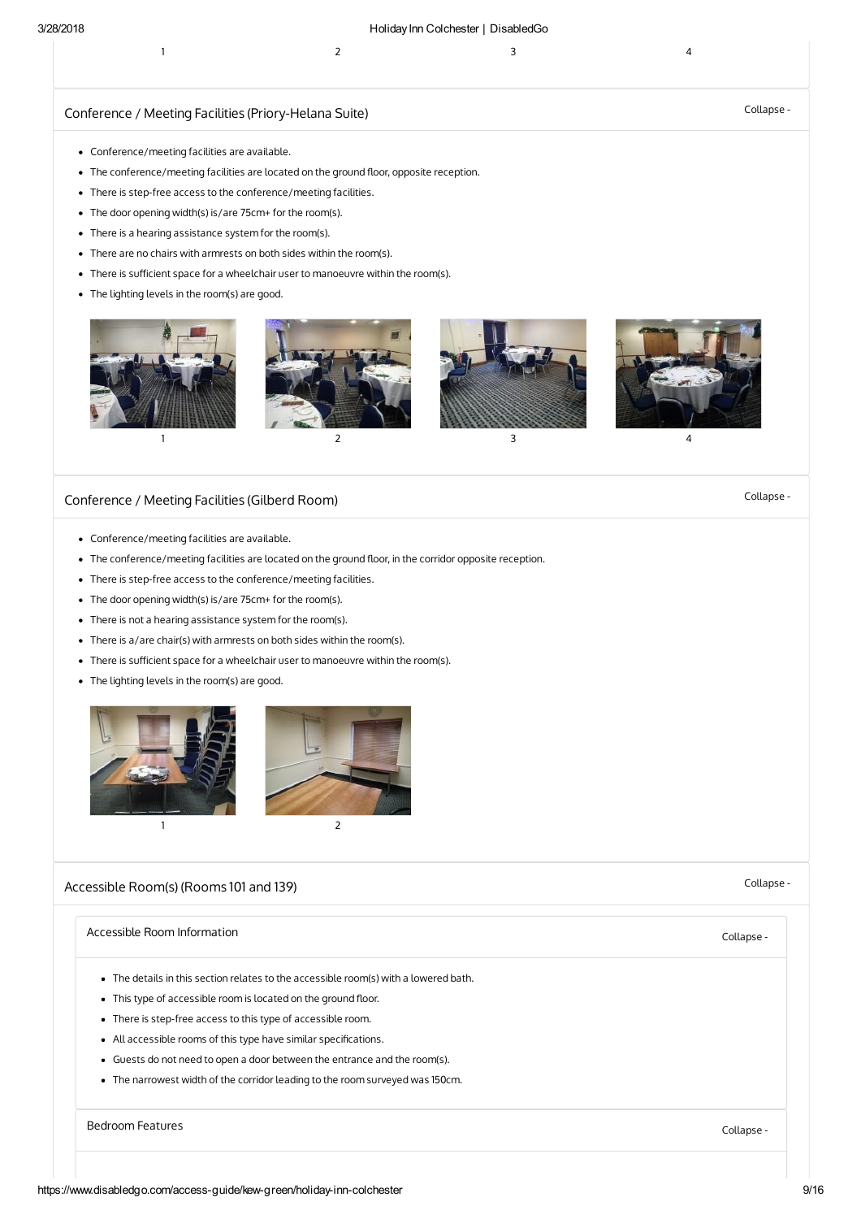1 2 3 4

## Conference / Meeting Facilities (Priory-Helana Suite)

Collapse -

- Conference/meeting facilities are available.
- The conference/meeting facilities are located on the ground floor, opposite reception.
- There is step-free access to the conference/meeting facilities.
- The door opening width(s) is/are 75cm+ for the room(s).
- There is a hearing assistance system for the room(s).
- There are no chairs with armrests on both sides within the room(s).
- There is sufficient space for a wheelchair user to manoeuvre within the room(s).
- The lighting levels in the room(s) are good.

1 2 3 4

## Conference / Meeting Facilities (Gilberd Room)

Collapse -

- Conference/meeting facilities are available.
- The conference/meeting facilities are located on the ground floor, in the corridor opposite reception.
- There is step-free access to the conference/meeting facilities.
- The door opening width(s) is/are 75cm+ for the room(s).
- There is not a hearing assistance system for the room(s).
- There is a/are chair(s) with armrests on both sides within the room(s).
- There is sufficient space for a wheelchair user to manoeuvre within the room(s).
- The lighting levels in the room(s) are good.

1 2

## Accessible Room(s) (Rooms 101 and 139)

Collapse -

### Accessible Room Information

Collapse -

- The details in this section relates to the accessible room(s) with a lowered bath.
- This type of accessible room is located on the ground floor.
- There is step-free access to this type of accessible room.
- All accessible rooms of this type have similar specifications.
- Guests do not need to open a door between the entrance and the room(s).
- The narrowest width of the corridor leading to the room surveyed was 150cm.

### Bedroom Features

Collapse -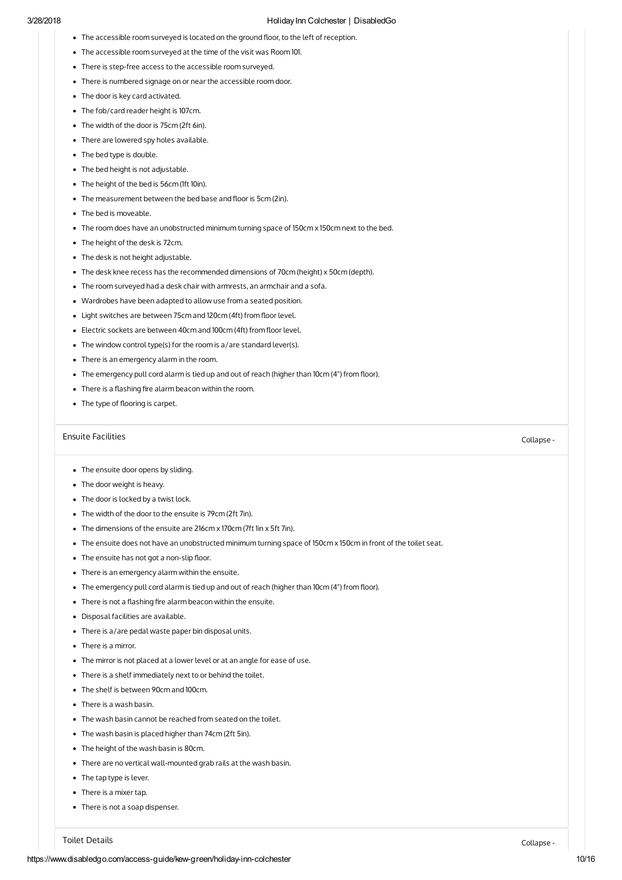- The accessible room surveyed is located on the ground floor, to the left of reception.
- The accessible room surveyed at the time of the visit was Room 101.
- There is step-free access to the accessible room surveyed.
- There is numbered signage on or near the accessible room door.
- The door is key card activated.
- The fob/card reader height is 107cm.
- The width of the door is 75cm (2ft 6in).
- There are lowered spy holes available.
- The bed type is double.
- The bed height is not adjustable.
- The height of the bed is 56cm (1ft 10in).
- The measurement between the bed base and floor is 5cm (2in).
- The bed is moveable.
- The room does have an unobstructed minimum turning space of 150cm x 150cm next to the bed.
- The height of the desk is 72cm.
- The desk is not height adjustable.
- The desk knee recess has the recommended dimensions of 70cm (height) x 50cm (depth).
- The room surveyed had a desk chair with armrests, an armchair and a sofa.
- Wardrobes have been adapted to allow use from a seated position.
- Light switches are between 75cm and 120cm (4ft) from floor level.
- Electric sockets are between 40cm and 100cm (4ft) from floor level.
- The window control type(s) for the room is a/are standard lever(s).
- There is an emergency alarm in the room.
- The emergency pull cord alarm is tied up and out of reach (higher than 10cm (4") from floor).
- There is a flashing fire alarm beacon within the room.
- The type of flooring is carpet.

## Ensuite Facilities

Collapse -

- The ensuite door opens by sliding.
- The door weight is heavy.
- The door is locked by a twist lock.
- The width of the door to the ensuite is 79cm (2ft 7in).
- The dimensions of the ensuite are 216cm x 170cm (7ft 1in x 5ft 7in).
- The ensuite does not have an unobstructed minimum turning space of 150cm x 150cm in front of the toilet seat.
- The ensuite has not got a non-slip floor.
- There is an emergency alarm within the ensuite.
- The emergency pull cord alarm is tied up and out of reach (higher than 10cm (4") from floor).
- There is not a flashing fire alarm beacon within the ensuite.
- Disposal facilities are available.
- There is a/are pedal waste paper bin disposal units.
- There is a mirror.
- The mirror is not placed at a lower level or at an angle for ease of use.
- There is a shelf immediately next to or behind the toilet.
- The shelf is between 90cm and 100cm.
- There is a wash basin.
- The wash basin cannot be reached from seated on the toilet.
- The wash basin is placed higher than 74cm (2ft 5in).
- The height of the wash basin is 80cm.
- There are no vertical wall-mounted grab rails at the wash basin.
- The tap type is lever.
- There is a mixer tap.
- There is not a soap dispenser.

## Toilet Details

Collapse -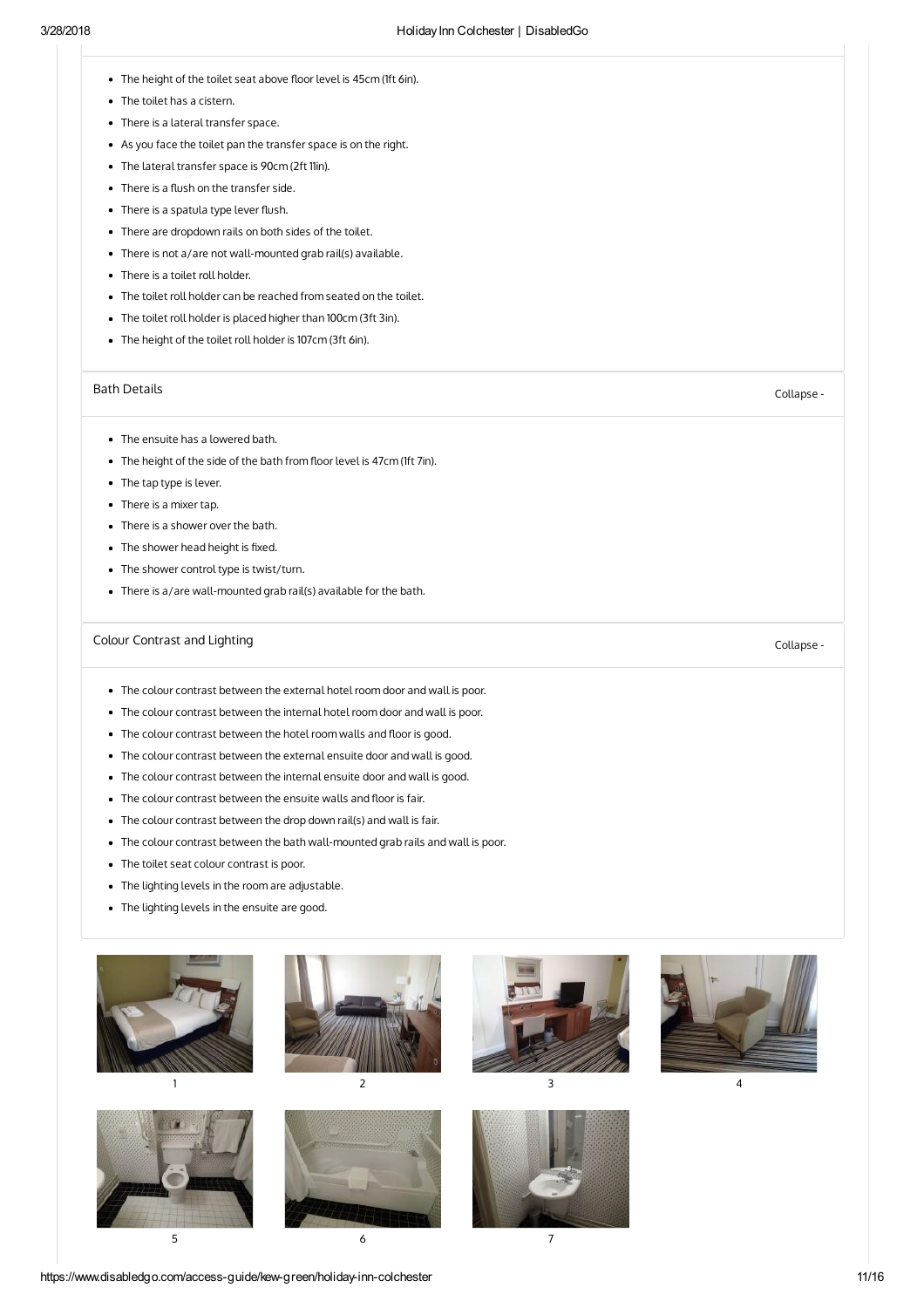- The height of the toilet seat above floor level is 45cm (1ft 6in).
- The toilet has a cistern.
- There is a lateral transfer space.
- As you face the toilet pan the transfer space is on the right.
- The lateral transfer space is 90cm (2ft 11in).
- There is a flush on the transfer side.
- There is a spatula type lever flush.
- There are dropdown rails on both sides of the toilet.
- There is not a/are not wall-mounted grab rail(s) available.
- There is a toilet roll holder.
- The toilet roll holder can be reached from seated on the toilet.
- The toilet roll holder is placed higher than 100cm (3ft 3in).
- The height of the toilet roll holder is 107cm (3ft 6in).

### Bath Details

Collapse -

- The ensuite has a lowered bath.
- The height of the side of the bath from floor level is 47cm (1ft 7in).
- The tap type is lever.
- There is a mixer tap.
- There is a shower over the bath.
- The shower head height is fixed.
- The shower control type is twist/turn.
- There is a/are wall-mounted grab rail(s) available for the bath.

### Colour Contrast and Lighting

Collapse -

- The colour contrast between the external hotel room door and wall is poor.
- The colour contrast between the internal hotel room door and wall is poor.
- The colour contrast between the hotel room walls and floor is good.
- The colour contrast between the external ensuite door and wall is good.
- The colour contrast between the internal ensuite door and wall is good.
- The colour contrast between the ensuite walls and floor is fair.
- The colour contrast between the drop down rail(s) and wall is fair.
- The colour contrast between the bath wall-mounted grab rails and wall is poor.
- The toilet seat colour contrast is poor.
- The lighting levels in the room are adjustable.
- The lighting levels in the ensuite are good.

1 2 3 4

5 6 7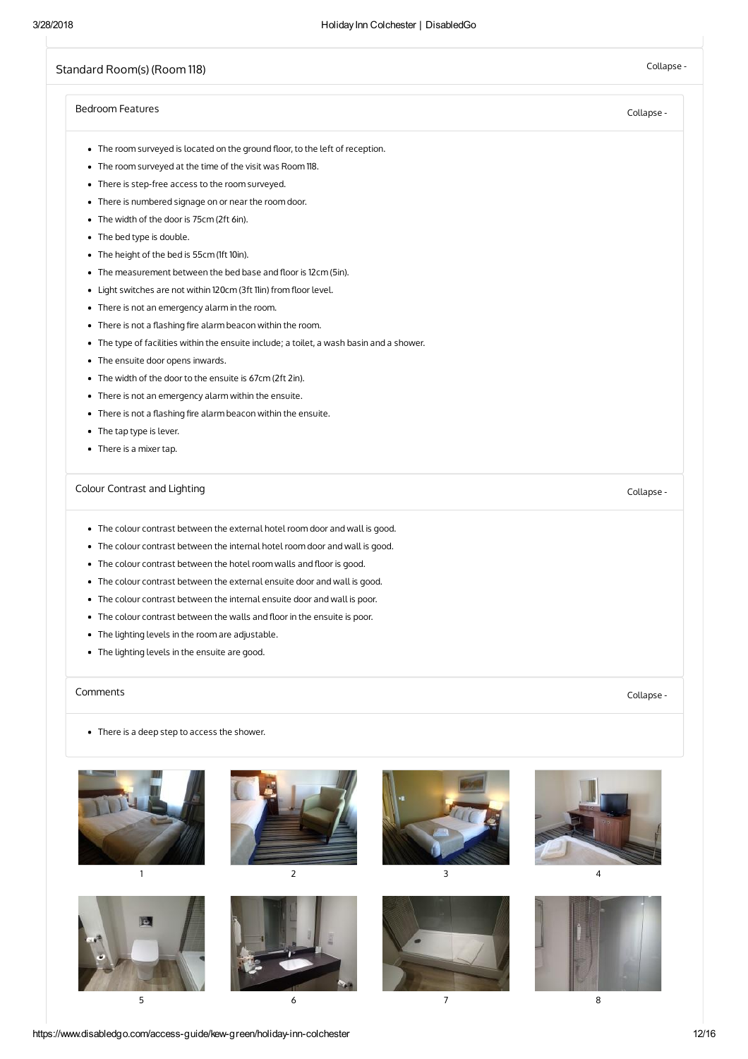## Standard Room(s) (Room 118)

### Bedroom Features

- The room surveyed is located on the ground floor, to the left of reception.
- The room surveyed at the time of the visit was Room 118.
- There is step-free access to the room surveyed.
- There is numbered signage on or near the room door.
- The width of the door is 75cm (2ft 6in).
- The bed type is double.
- The height of the bed is 55cm (1ft 10in).
- The measurement between the bed base and floor is 12cm (5in).
- Light switches are not within 120cm (3ft 11in) from floor level.
- There is not an emergency alarm in the room.
- There is not a flashing fire alarm beacon within the room.
- The type of facilities within the ensuite include; a toilet, a wash basin and a shower.
- The ensuite door opens inwards.
- The width of the door to the ensuite is 67cm (2ft 2in).
- There is not an emergency alarm within the ensuite.
- There is not a flashing fire alarm beacon within the ensuite.
- The tap type is lever.
- There is a mixer tap.

### Colour Contrast and Lighting

- The colour contrast between the external hotel room door and wall is good.
- The colour contrast between the internal hotel room door and wall is good.
- The colour contrast between the hotel room walls and floor is good.
- The colour contrast between the external ensuite door and wall is good.
- The colour contrast between the internal ensuite door and wall is poor.
- The colour contrast between the walls and floor in the ensuite is poor.
- The lighting levels in the room are adjustable.
- The lighting levels in the ensuite are good.

### Comments

- There is a deep step to access the shower.

1

2

3

4

5

6

7

8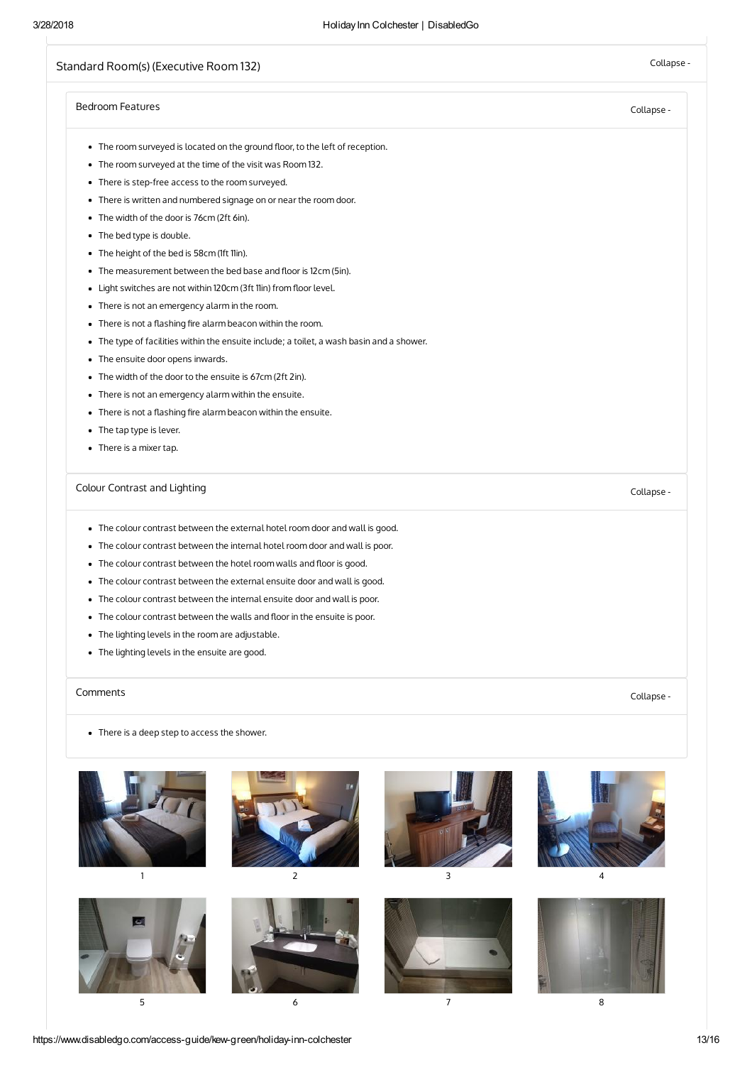## Standard Room(s) (Executive Room 132)

Collapse -

### Bedroom Features

Collapse -

- The room surveyed is located on the ground floor, to the left of reception.
- The room surveyed at the time of the visit was Room 132.
- There is step-free access to the room surveyed.
- There is written and numbered signage on or near the room door.
- The width of the door is 76cm (2ft 6in).
- The bed type is double.
- The height of the bed is 58cm (1ft 11in).
- The measurement between the bed base and floor is 12cm (5in).
- Light switches are not within 120cm (3ft 11in) from floor level.
- There is not an emergency alarm in the room.
- There is not a flashing fire alarm beacon within the room.
- The type of facilities within the ensuite include; a toilet, a wash basin and a shower.
- The ensuite door opens inwards.
- The width of the door to the ensuite is 67cm (2ft 2in).
- There is not an emergency alarm within the ensuite.
- There is not a flashing fire alarm beacon within the ensuite.
- The tap type is lever.
- There is a mixer tap.

### Colour Contrast and Lighting

Collapse -

- The colour contrast between the external hotel room door and wall is good.
- The colour contrast between the internal hotel room door and wall is poor.
- The colour contrast between the hotel room walls and floor is good.
- The colour contrast between the external ensuite door and wall is good.
- The colour contrast between the internal ensuite door and wall is poor.
- The colour contrast between the walls and floor in the ensuite is poor.
- The lighting levels in the room are adjustable.
- The lighting levels in the ensuite are good.

### Comments

Collapse -

- There is a deep step to access the shower.

1 2 3 4

5 6 7 8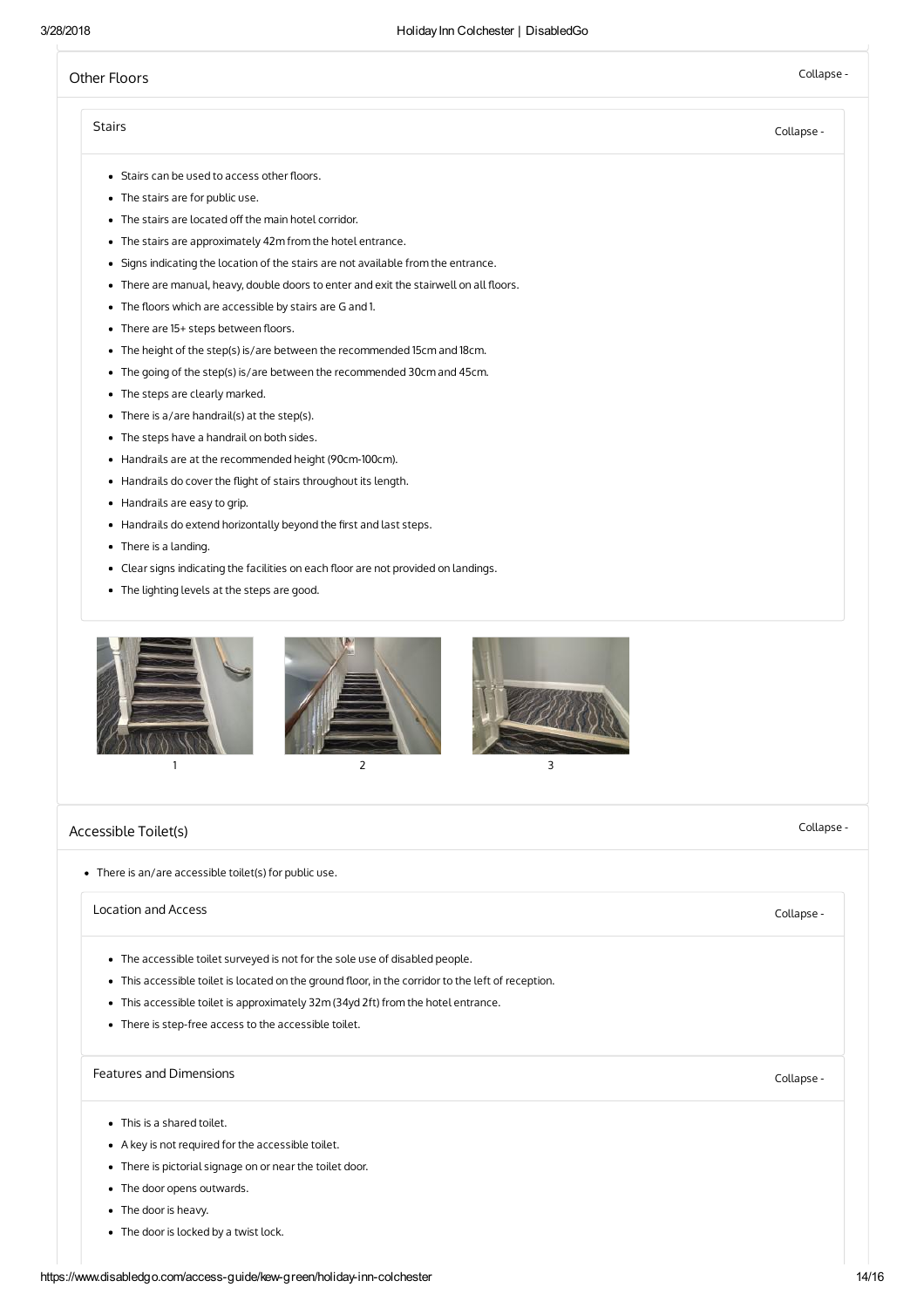## Other Floors

### Stairs

- Stairs can be used to access other floors.
- The stairs are for public use.
- The stairs are located off the main hotel corridor.
- The stairs are approximately 42m from the hotel entrance.
- Signs indicating the location of the stairs are not available from the entrance.
- There are manual, heavy, double doors to enter and exit the stairwell on all floors.
- The floors which are accessible by stairs are G and 1.
- There are 15+ steps between floors.
- The height of the step(s) is/are between the recommended 15cm and 18cm.
- The going of the step(s) is/are between the recommended 30cm and 45cm.
- The steps are clearly marked.
- There is a/are handrail(s) at the step(s).
- The steps have a handrail on both sides.
- Handrails are at the recommended height (90cm-100cm).
- Handrails do cover the flight of stairs throughout its length.
- Handrails are easy to grip.
- Handrails do extend horizontally beyond the first and last steps.
- There is a landing.
- Clear signs indicating the facilities on each floor are not provided on landings.
- The lighting levels at the steps are good.

1

2

3

## Accessible Toilet(s)

- There is an/are accessible toilet(s) for public use.

### Location and Access

- The accessible toilet surveyed is not for the sole use of disabled people.
- This accessible toilet is located on the ground floor, in the corridor to the left of reception.
- This accessible toilet is approximately 32m (34yd 2ft) from the hotel entrance.
- There is step-free access to the accessible toilet.

### Features and Dimensions

- This is a shared toilet.
- A key is not required for the accessible toilet.
- There is pictorial signage on or near the toilet door.
- The door opens outwards.
- The door is heavy.
- The door is locked by a twist lock.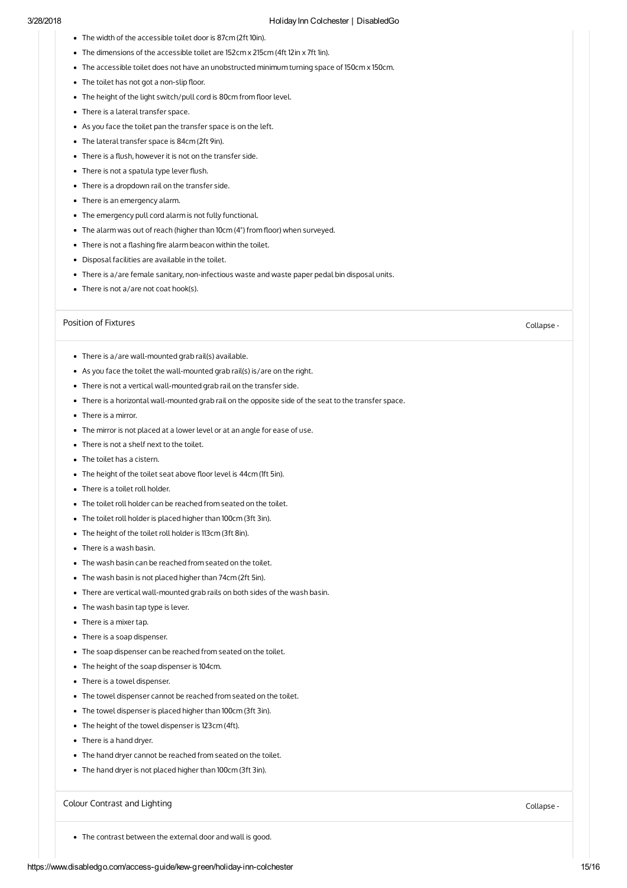- The width of the accessible toilet door is 87cm (2ft 10in).
- The dimensions of the accessible toilet are 152cm x 215cm (4ft 12in x 7ft 1in).
- The accessible toilet does not have an unobstructed minimum turning space of 150cm x 150cm.
- The toilet has not got a non-slip floor.
- The height of the light switch/pull cord is 80cm from floor level.
- There is a lateral transfer space.
- As you face the toilet pan the transfer space is on the left.
- The lateral transfer space is 84cm (2ft 9in).
- There is a flush, however it is not on the transfer side.
- There is not a spatula type lever flush.
- There is a dropdown rail on the transfer side.
- There is an emergency alarm.
- The emergency pull cord alarm is not fully functional.
- The alarm was out of reach (higher than 10cm (4") from floor) when surveyed.
- There is not a flashing fire alarm beacon within the toilet.
- Disposal facilities are available in the toilet.
- There is a/are female sanitary, non-infectious waste and waste paper pedal bin disposal units.
- There is not a/are not coat hook(s).

## Position of Fixtures

Collapse -

- There is a/are wall-mounted grab rail(s) available.
- As you face the toilet the wall-mounted grab rail(s) is/are on the right.
- There is not a vertical wall-mounted grab rail on the transfer side.
- There is a horizontal wall-mounted grab rail on the opposite side of the seat to the transfer space.
- There is a mirror.
- The mirror is not placed at a lower level or at an angle for ease of use.
- There is not a shelf next to the toilet.
- The toilet has a cistern.
- The height of the toilet seat above floor level is 44cm (1ft 5in).
- There is a toilet roll holder.
- The toilet roll holder can be reached from seated on the toilet.
- The toilet roll holder is placed higher than 100cm (3ft 3in).
- The height of the toilet roll holder is 113cm (3ft 8in).
- There is a wash basin.
- The wash basin can be reached from seated on the toilet.
- The wash basin is not placed higher than 74cm (2ft 5in).
- There are vertical wall-mounted grab rails on both sides of the wash basin.
- The wash basin tap type is lever.
- There is a mixer tap.
- There is a soap dispenser.
- The soap dispenser can be reached from seated on the toilet.
- The height of the soap dispenser is 104cm.
- There is a towel dispenser.
- The towel dispenser cannot be reached from seated on the toilet.
- The towel dispenser is placed higher than 100cm (3ft 3in).
- The height of the towel dispenser is 123cm (4ft).
- There is a hand dryer.
- The hand dryer cannot be reached from seated on the toilet.
- The hand dryer is not placed higher than 100cm (3ft 3in).

## Colour Contrast and Lighting

Collapse -

- The contrast between the external door and wall is good.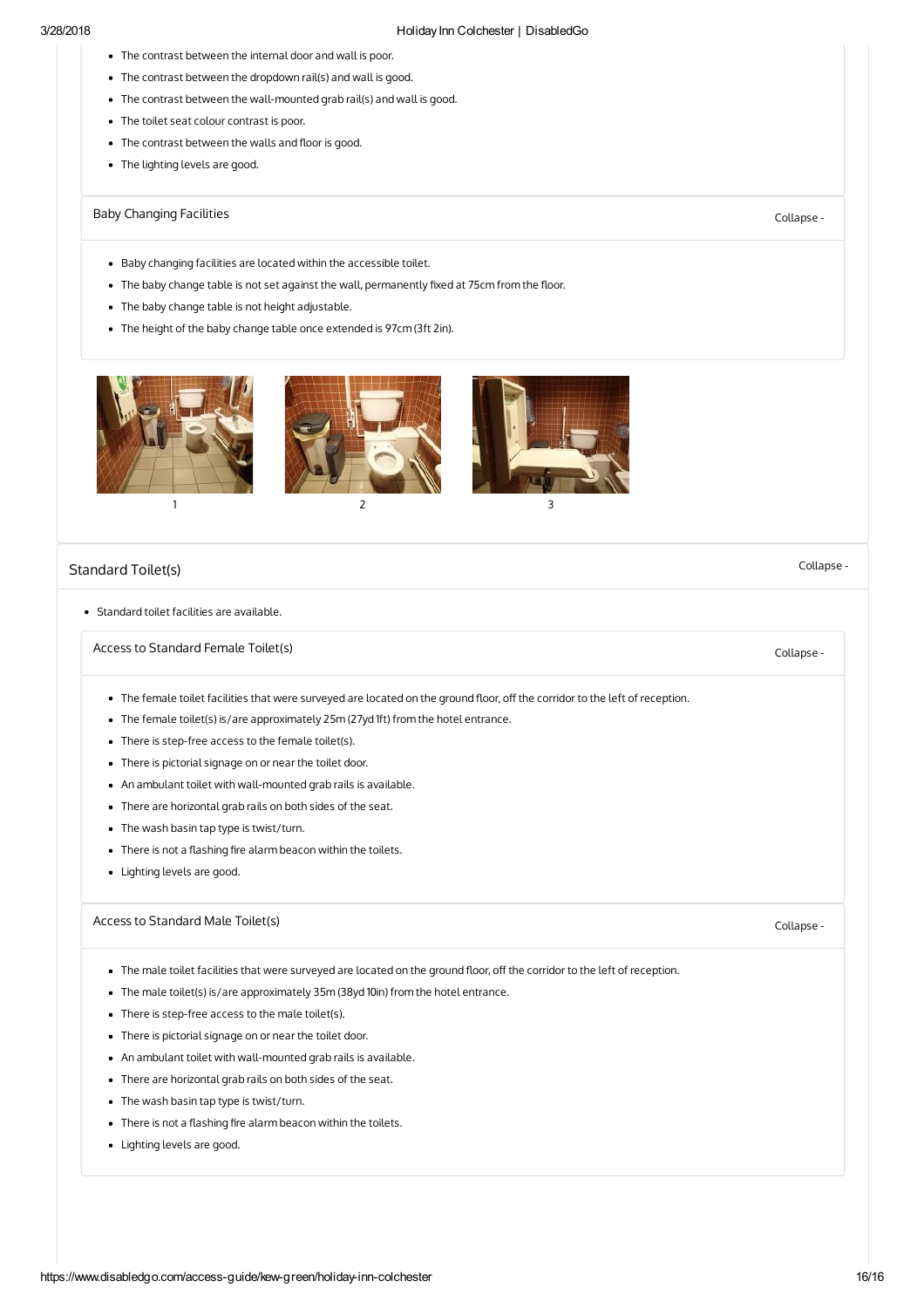- The contrast between the internal door and wall is poor.
- The contrast between the dropdown rail(s) and wall is good.
- The contrast between the wall-mounted grab rail(s) and wall is good.
- The toilet seat colour contrast is poor.
- The contrast between the walls and floor is good.
- The lighting levels are good.

### Baby Changing Facilities

Collapse -

- Baby changing facilities are located within the accessible toilet.
- The baby change table is not set against the wall, permanently fixed at 75cm from the floor.
- The baby change table is not height adjustable.
- The height of the baby change table once extended is 97cm (3ft 2in).

1

2

3

## Standard Toilet(s)

Collapse -

- Standard toilet facilities are available.

### Access to Standard Female Toilet(s)

Collapse -

- The female toilet facilities that were surveyed are located on the ground floor, off the corridor to the left of reception.
- The female toilet(s) is/are approximately 25m (27yd 1ft) from the hotel entrance.
- There is step-free access to the female toilet(s).
- There is pictorial signage on or near the toilet door.
- An ambulant toilet with wall-mounted grab rails is available.
- There are horizontal grab rails on both sides of the seat.
- The wash basin tap type is twist/turn.
- There is not a flashing fire alarm beacon within the toilets.
- Lighting levels are good.

### Access to Standard Male Toilet(s)

Collapse -

- The male toilet facilities that were surveyed are located on the ground floor, off the corridor to the left of reception.
- The male toilet(s) is/are approximately 35m (38yd 10in) from the hotel entrance.
- There is step-free access to the male toilet(s).
- There is pictorial signage on or near the toilet door.
- An ambulant toilet with wall-mounted grab rails is available.
- There are horizontal grab rails on both sides of the seat.
- The wash basin tap type is twist/turn.
- There is not a flashing fire alarm beacon within the toilets.
- Lighting levels are good.